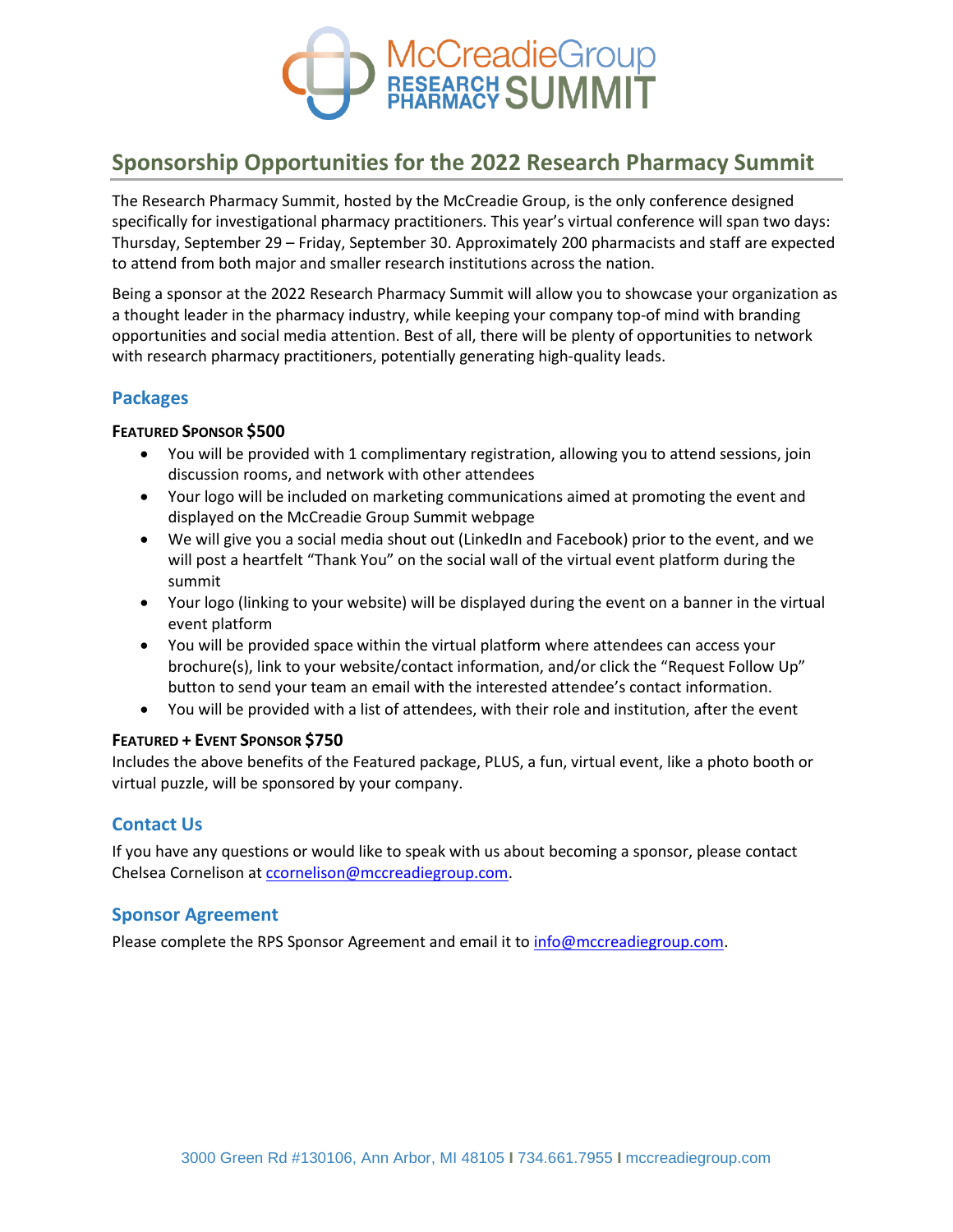McCreadieGroup RESEARCH PHARMACY SUMMIT

# Sponsorship Opportunities for the 2022 Research Pharmacy Summit

The Research Pharmacy Summit, hosted by the McCreadie Group, is the only conference designed specifically for investigational pharmacy practitioners. This year's virtual conference will span two days: Thursday, September 29 – Friday, September 30. Approximately 200 pharmacists and staff are expected to attend from both major and smaller research institutions across the nation.

Being a sponsor at the 2022 Research Pharmacy Summit will allow you to showcase your organization as a thought leader in the pharmacy industry, while keeping your company top-of mind with branding opportunities and social media attention. Best of all, there will be plenty of opportunities to network with research pharmacy practitioners, potentially generating high-quality leads.

## Packages

**FEATURED SPONSOR $500**

- You will be provided with 1 complimentary registration, allowing you to attend sessions, join discussion rooms, and network with other attendees
- Your logo will be included on marketing communications aimed at promoting the event and displayed on the McCreadie Group Summit webpage
- We will give you a social media shout out (LinkedIn and Facebook) prior to the event, and we will post a heartfelt "Thank You" on the social wall of the virtual event platform during the summit
- Your logo (linking to your website) will be displayed during the event on a banner in the virtual event platform
- You will be provided space within the virtual platform where attendees can access your brochure(s), link to your website/contact information, and/or click the "Request Follow Up" button to send your team an email with the interested attendee's contact information.
- You will be provided with a list of attendees, with their role and institution, after the event

**FEATURED + EVENT SPONSOR $750**

Includes the above benefits of the Featured package, PLUS, a fun, virtual event, like a photo booth or virtual puzzle, will be sponsored by your company.

## Contact Us

If you have any questions or would like to speak with us about becoming a sponsor, please contact Chelsea Cornelison at ccornelison@mccreadiegroup.com.

## Sponsor Agreement

Please complete the RPS Sponsor Agreement and email it to info@mccreadiegroup.com.

3000 Green Rd #130106, Ann Arbor, MI 48105 | 734.661.7955 | mccreadiegroup.com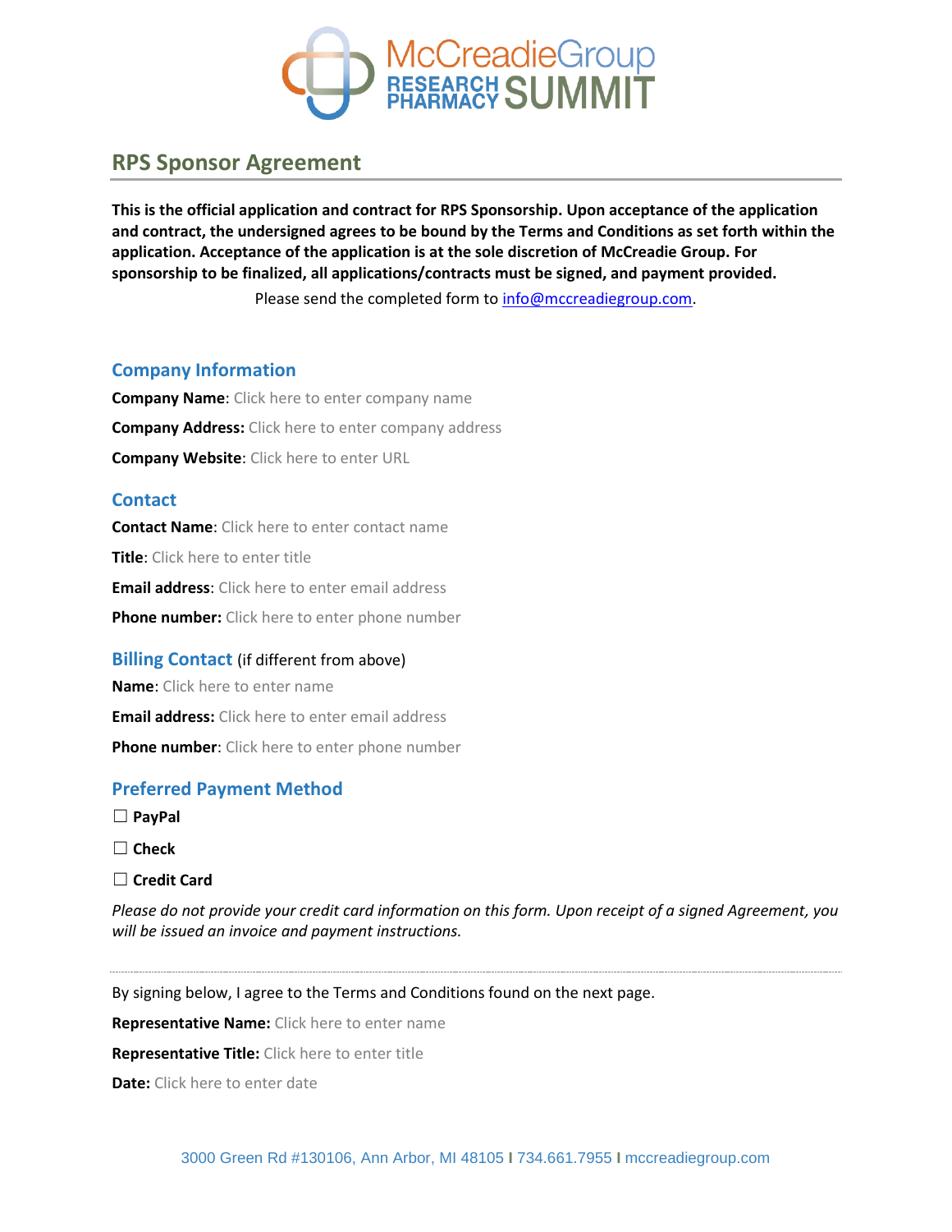## RPS Sponsor Agreement

**This is the official application and contract for RPS Sponsorship. Upon acceptance of the application and contract, the undersigned agrees to be bound by the Terms and Conditions as set forth within the application. Acceptance of the application is at the sole discretion of McCreadie Group. For sponsorship to be finalized, all applications/contracts must be signed, and payment provided.**

Please send the completed form to info@mccreadiegroup.com.

### Company Information

**Company Name**: Click here to enter company name

**Company Address:** Click here to enter company address

**Company Website**: Click here to enter URL

### Contact

**Contact Name**: Click here to enter contact name

**Title**: Click here to enter title

**Email address**: Click here to enter email address

**Phone number:** Click here to enter phone number

### Billing Contact (if different from above)

**Name**: Click here to enter name

**Email address:** Click here to enter email address

**Phone number**: Click here to enter phone number

### Preferred Payment Method

☐ **PayPal**

☐ **Check**

☐ **Credit Card**

*Please do not provide your credit card information on this form. Upon receipt of a signed Agreement, you will be issued an invoice and payment instructions.*

---

By signing below, I agree to the Terms and Conditions found on the next page.

**Representative Name:** Click here to enter name

**Representative Title:** Click here to enter title

**Date:** Click here to enter date

3000 Green Rd #130106, Ann Arbor, MI 48105 I 734.661.7955 I mccreadiegroup.com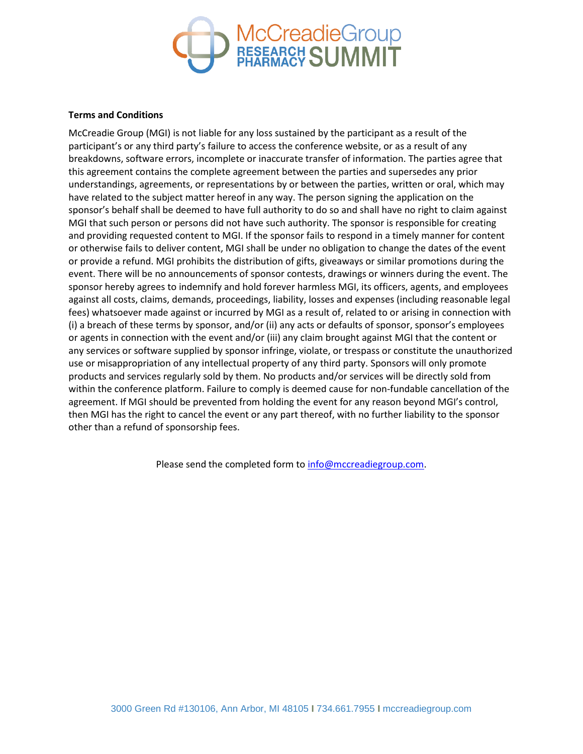**Terms and Conditions**

McCreadie Group (MGI) is not liable for any loss sustained by the participant as a result of the participant's or any third party's failure to access the conference website, or as a result of any breakdowns, software errors, incomplete or inaccurate transfer of information. The parties agree that this agreement contains the complete agreement between the parties and supersedes any prior understandings, agreements, or representations by or between the parties, written or oral, which may have related to the subject matter hereof in any way. The person signing the application on the sponsor's behalf shall be deemed to have full authority to do so and shall have no right to claim against MGI that such person or persons did not have such authority. The sponsor is responsible for creating and providing requested content to MGI. If the sponsor fails to respond in a timely manner for content or otherwise fails to deliver content, MGI shall be under no obligation to change the dates of the event or provide a refund. MGI prohibits the distribution of gifts, giveaways or similar promotions during the event. There will be no announcements of sponsor contests, drawings or winners during the event. The sponsor hereby agrees to indemnify and hold forever harmless MGI, its officers, agents, and employees against all costs, claims, demands, proceedings, liability, losses and expenses (including reasonable legal fees) whatsoever made against or incurred by MGI as a result of, related to or arising in connection with (i) a breach of these terms by sponsor, and/or (ii) any acts or defaults of sponsor, sponsor's employees or agents in connection with the event and/or (iii) any claim brought against MGI that the content or any services or software supplied by sponsor infringe, violate, or trespass or constitute the unauthorized use or misappropriation of any intellectual property of any third party. Sponsors will only promote products and services regularly sold by them. No products and/or services will be directly sold from within the conference platform. Failure to comply is deemed cause for non-fundable cancellation of the agreement. If MGI should be prevented from holding the event for any reason beyond MGI's control, then MGI has the right to cancel the event or any part thereof, with no further liability to the sponsor other than a refund of sponsorship fees.

Please send the completed form to info@mccreadiegroup.com.